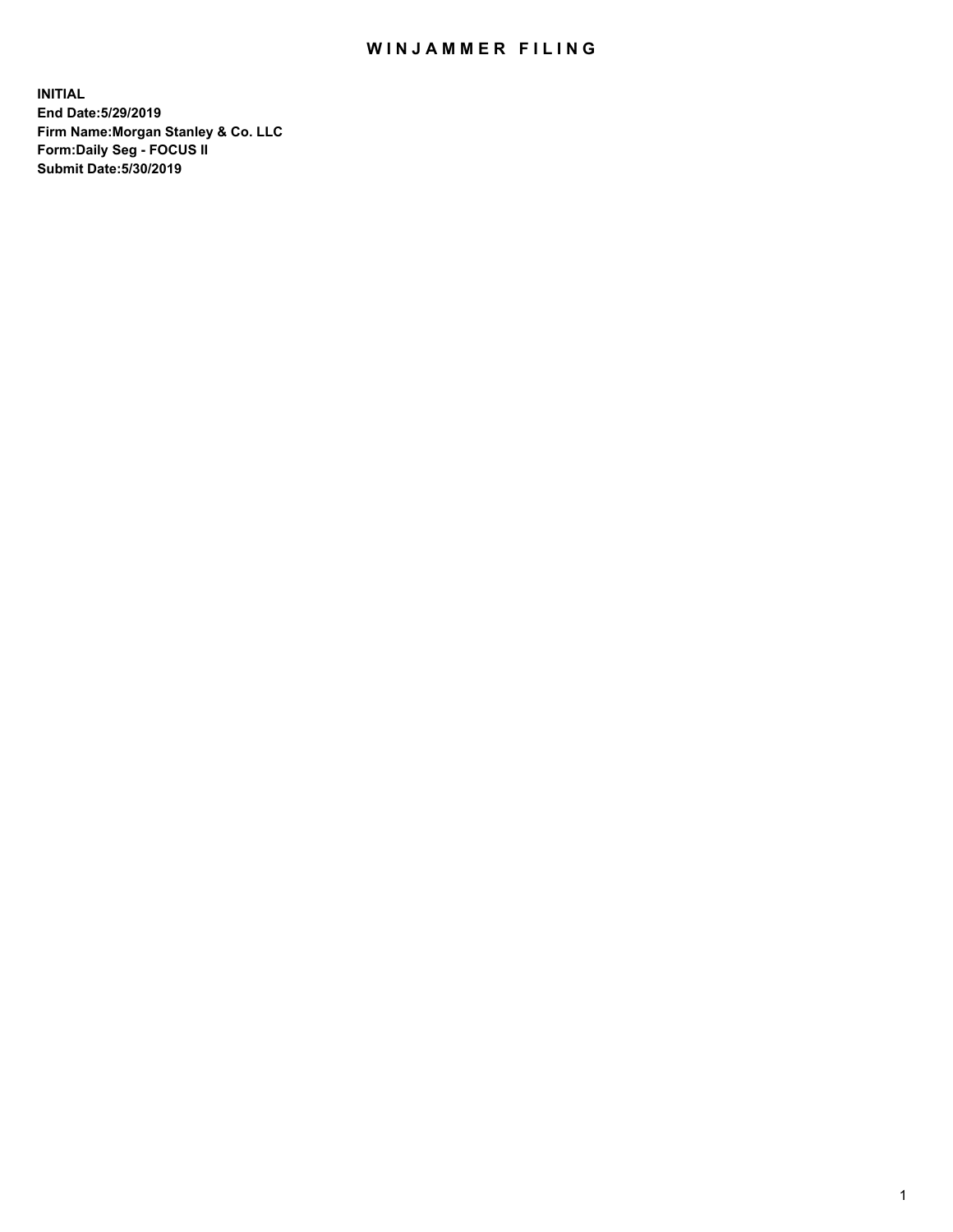# WINJAMMER FILING

**INITIAL**
**End Date:5/29/2019**
**Firm Name:Morgan Stanley & Co. LLC**
**Form:Daily Seg - FOCUS II**
**Submit Date:5/30/2019**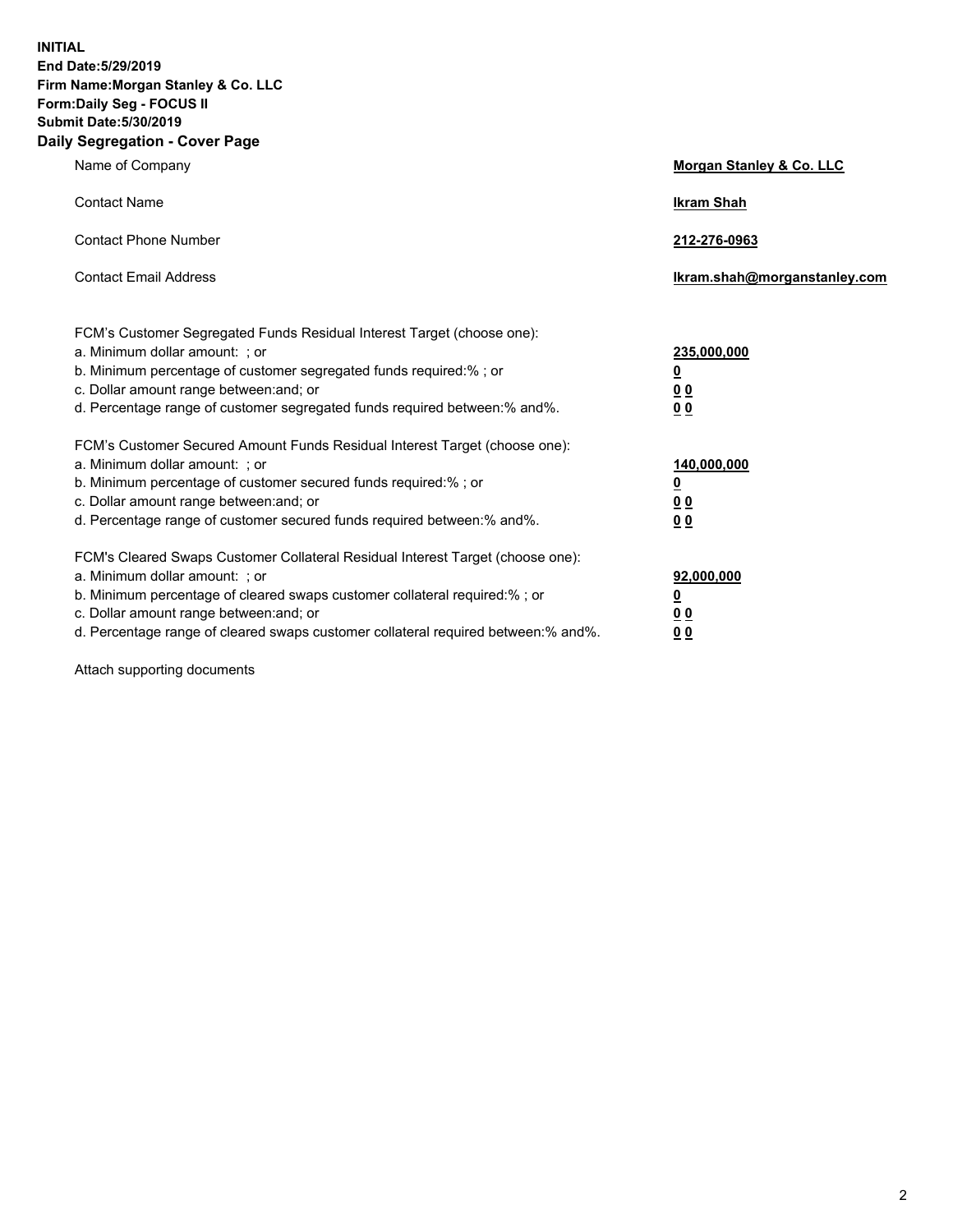**INITIAL**
**End Date:5/29/2019**
**Firm Name:Morgan Stanley & Co. LLC**
**Form:Daily Seg - FOCUS II**
**Submit Date:5/30/2019**

## Daily Segregation - Cover Page

| | |
|---|---|
| Name of Company | **Morgan Stanley & Co. LLC** |
| Contact Name | **Ikram Shah** |
| Contact Phone Number | **212-276-0963** |
| Contact Email Address | **Ikram.shah@morganstanley.com** |

| | |
|---|---|
| FCM's Customer Segregated Funds Residual Interest Target (choose one): | |
| a. Minimum dollar amount: ; or | **235,000,000** |
| b. Minimum percentage of customer segregated funds required:% ; or | **0** |
| c. Dollar amount range between:and; or | **0 0** |
| d. Percentage range of customer segregated funds required between:% and%. | **0 0** |
| FCM's Customer Secured Amount Funds Residual Interest Target (choose one): | |
| a. Minimum dollar amount: ; or | **140,000,000** |
| b. Minimum percentage of customer secured funds required:% ; or | **0** |
| c. Dollar amount range between:and; or | **0 0** |
| d. Percentage range of customer secured funds required between:% and%. | **0 0** |
| FCM's Cleared Swaps Customer Collateral Residual Interest Target (choose one): | |
| a. Minimum dollar amount: ; or | **92,000,000** |
| b. Minimum percentage of cleared swaps customer collateral required:% ; or | **0** |
| c. Dollar amount range between:and; or | **0 0** |
| d. Percentage range of cleared swaps customer collateral required between:% and%. | **0 0** |

Attach supporting documents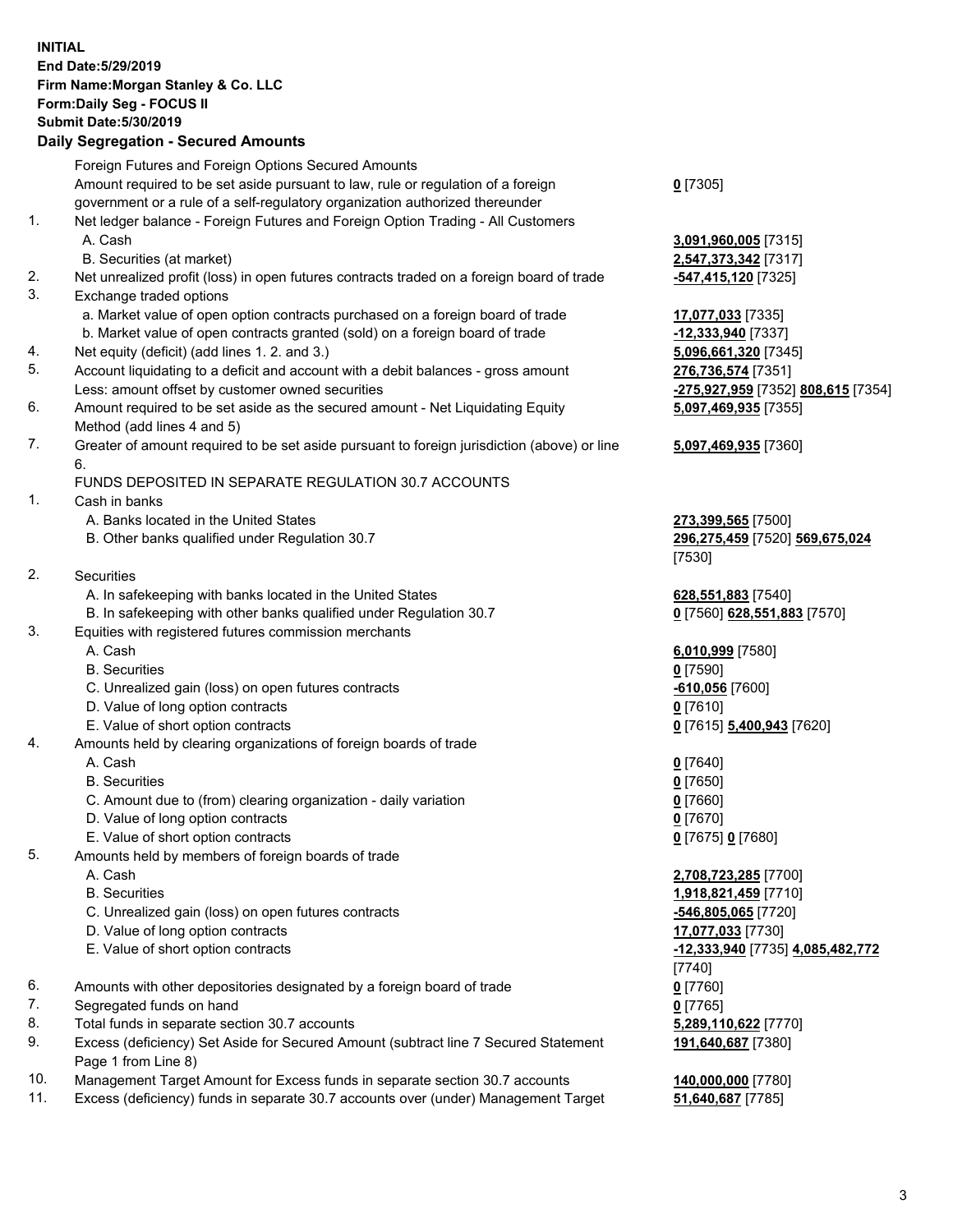**INITIAL**
**End Date:5/29/2019**
**Firm Name:Morgan Stanley & Co. LLC**
**Form:Daily Seg - FOCUS II**
**Submit Date:5/30/2019**

## Daily Segregation - Secured Amounts

| | | |
|---|---|---|
| | Foreign Futures and Foreign Options Secured Amounts | |
| | Amount required to be set aside pursuant to law, rule or regulation of a foreign government or a rule of a self-regulatory organization authorized thereunder | **0** [7305] |
| 1. | Net ledger balance - Foreign Futures and Foreign Option Trading - All Customers | |
| | A. Cash | **3,091,960,005** [7315] |
| | B. Securities (at market) | **2,547,373,342** [7317] |
| 2. | Net unrealized profit (loss) in open futures contracts traded on a foreign board of trade | **-547,415,120** [7325] |
| 3. | Exchange traded options | |
| | a. Market value of open option contracts purchased on a foreign board of trade | **17,077,033** [7335] |
| | b. Market value of open contracts granted (sold) on a foreign board of trade | **-12,333,940** [7337] |
| 4. | Net equity (deficit) (add lines 1. 2. and 3.) | **5,096,661,320** [7345] |
| 5. | Account liquidating to a deficit and account with a debit balances - gross amount | **276,736,574** [7351] |
| | Less: amount offset by customer owned securities | **-275,927,959** [7352] **808,615** [7354] |
| 6. | Amount required to be set aside as the secured amount - Net Liquidating Equity Method (add lines 4 and 5) | **5,097,469,935** [7355] |
| 7. | Greater of amount required to be set aside pursuant to foreign jurisdiction (above) or line 6. | **5,097,469,935** [7360] |
| | FUNDS DEPOSITED IN SEPARATE REGULATION 30.7 ACCOUNTS | |
| 1. | Cash in banks | |
| | A. Banks located in the United States | **273,399,565** [7500] |
| | B. Other banks qualified under Regulation 30.7 | **296,275,459** [7520] **569,675,024** [7530] |
| 2. | Securities | |
| | A. In safekeeping with banks located in the United States | **628,551,883** [7540] |
| | B. In safekeeping with other banks qualified under Regulation 30.7 | **0** [7560] **628,551,883** [7570] |
| 3. | Equities with registered futures commission merchants | |
| | A. Cash | **6,010,999** [7580] |
| | B. Securities | **0** [7590] |
| | C. Unrealized gain (loss) on open futures contracts | **-610,056** [7600] |
| | D. Value of long option contracts | **0** [7610] |
| | E. Value of short option contracts | **0** [7615] **5,400,943** [7620] |
| 4. | Amounts held by clearing organizations of foreign boards of trade | |
| | A. Cash | **0** [7640] |
| | B. Securities | **0** [7650] |
| | C. Amount due to (from) clearing organization - daily variation | **0** [7660] |
| | D. Value of long option contracts | **0** [7670] |
| | E. Value of short option contracts | **0** [7675] **0** [7680] |
| 5. | Amounts held by members of foreign boards of trade | |
| | A. Cash | **2,708,723,285** [7700] |
| | B. Securities | **1,918,821,459** [7710] |
| | C. Unrealized gain (loss) on open futures contracts | **-546,805,065** [7720] |
| | D. Value of long option contracts | **17,077,033** [7730] |
| | E. Value of short option contracts | **-12,333,940** [7735] **4,085,482,772** [7740] |
| 6. | Amounts with other depositories designated by a foreign board of trade | **0** [7760] |
| 7. | Segregated funds on hand | **0** [7765] |
| 8. | Total funds in separate section 30.7 accounts | **5,289,110,622** [7770] |
| 9. | Excess (deficiency) Set Aside for Secured Amount (subtract line 7 Secured Statement Page 1 from Line 8) | **191,640,687** [7380] |
| 10. | Management Target Amount for Excess funds in separate section 30.7 accounts | **140,000,000** [7780] |
| 11. | Excess (deficiency) funds in separate 30.7 accounts over (under) Management Target | **51,640,687** [7785] |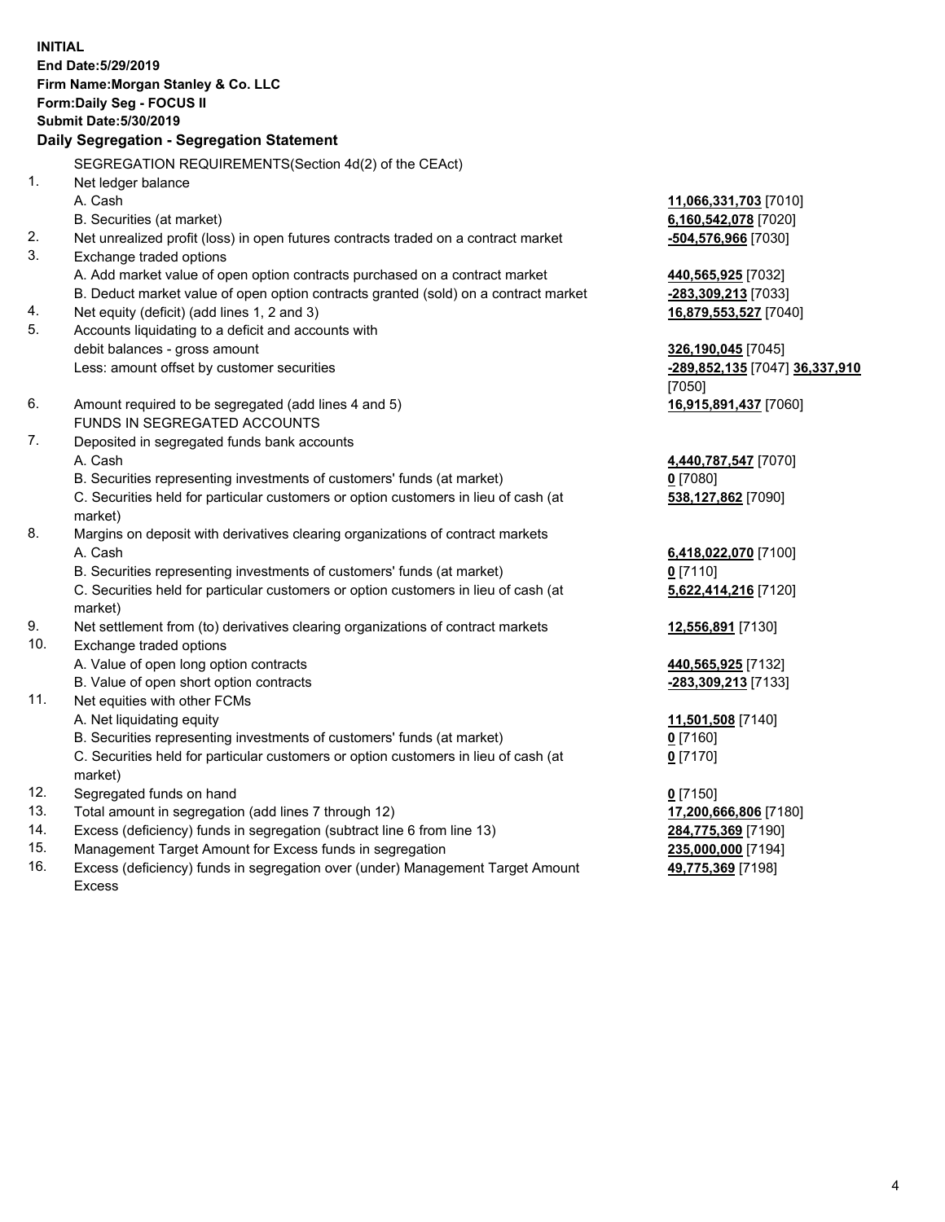**INITIAL**
**End Date:5/29/2019**
**Firm Name:Morgan Stanley & Co. LLC**
**Form:Daily Seg - FOCUS II**
**Submit Date:5/30/2019**
**Daily Segregation - Segregation Statement**

| | | |
|---|---|---|
| | SEGREGATION REQUIREMENTS(Section 4d(2) of the CEAct) | |
| 1. | Net ledger balance | |
| | A. Cash | **11,066,331,703** [7010] |
| | B. Securities (at market) | **6,160,542,078** [7020] |
| 2. | Net unrealized profit (loss) in open futures contracts traded on a contract market | **-504,576,966** [7030] |
| 3. | Exchange traded options | |
| | A. Add market value of open option contracts purchased on a contract market | **440,565,925** [7032] |
| | B. Deduct market value of open option contracts granted (sold) on a contract market | **-283,309,213** [7033] |
| 4. | Net equity (deficit) (add lines 1, 2 and 3) | **16,879,553,527** [7040] |
| 5. | Accounts liquidating to a deficit and accounts with | |
| | debit balances - gross amount | **326,190,045** [7045] |
| | Less: amount offset by customer securities | **-289,852,135** [7047] **36,337,910** [7050] |
| 6. | Amount required to be segregated (add lines 4 and 5) | **16,915,891,437** [7060] |
| | FUNDS IN SEGREGATED ACCOUNTS | |
| 7. | Deposited in segregated funds bank accounts | |
| | A. Cash | **4,440,787,547** [7070] |
| | B. Securities representing investments of customers' funds (at market) | **0** [7080] |
| | C. Securities held for particular customers or option customers in lieu of cash (at market) | **538,127,862** [7090] |
| 8. | Margins on deposit with derivatives clearing organizations of contract markets | |
| | A. Cash | **6,418,022,070** [7100] |
| | B. Securities representing investments of customers' funds (at market) | **0** [7110] |
| | C. Securities held for particular customers or option customers in lieu of cash (at market) | **5,622,414,216** [7120] |
| 9. | Net settlement from (to) derivatives clearing organizations of contract markets | **12,556,891** [7130] |
| 10. | Exchange traded options | |
| | A. Value of open long option contracts | **440,565,925** [7132] |
| | B. Value of open short option contracts | **-283,309,213** [7133] |
| 11. | Net equities with other FCMs | |
| | A. Net liquidating equity | **11,501,508** [7140] |
| | B. Securities representing investments of customers' funds (at market) | **0** [7160] |
| | C. Securities held for particular customers or option customers in lieu of cash (at market) | **0** [7170] |
| 12. | Segregated funds on hand | **0** [7150] |
| 13. | Total amount in segregation (add lines 7 through 12) | **17,200,666,806** [7180] |
| 14. | Excess (deficiency) funds in segregation (subtract line 6 from line 13) | **284,775,369** [7190] |
| 15. | Management Target Amount for Excess funds in segregation | **235,000,000** [7194] |
| 16. | Excess (deficiency) funds in segregation over (under) Management Target Amount Excess | **49,775,369** [7198] |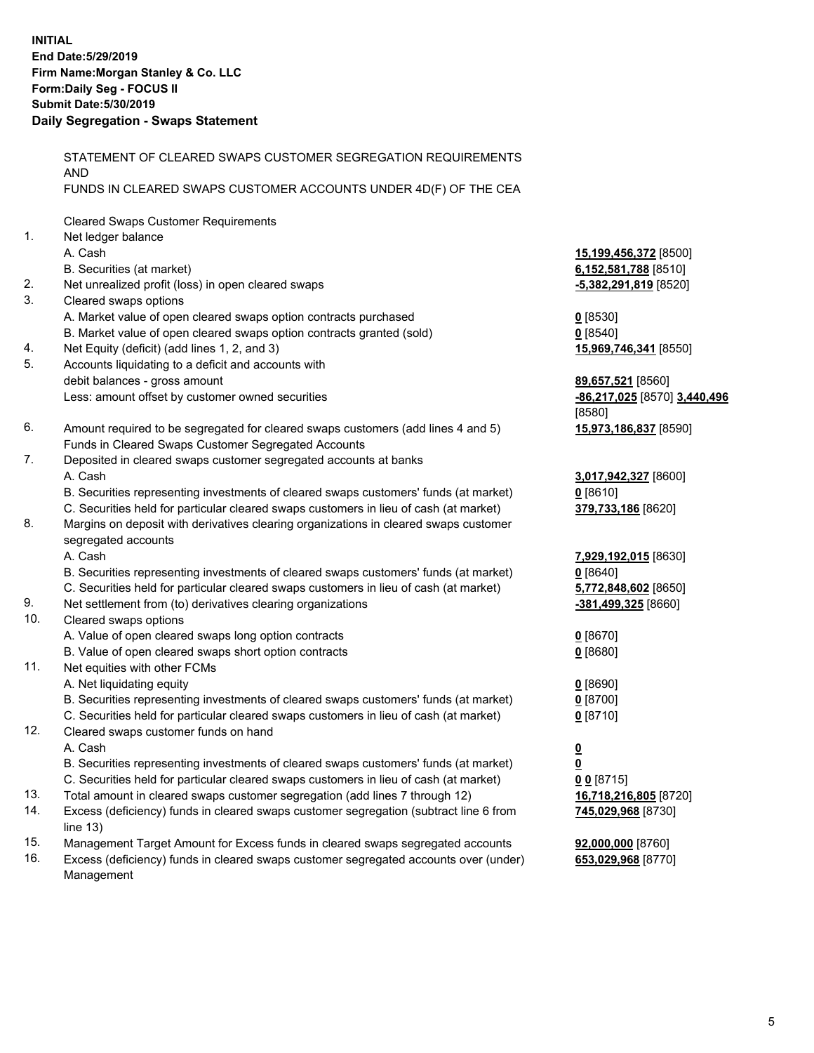**INITIAL**
**End Date:5/29/2019**
**Firm Name:Morgan Stanley & Co. LLC**
**Form:Daily Seg - FOCUS II**
**Submit Date:5/30/2019**
**Daily Segregation - Swaps Statement**

STATEMENT OF CLEARED SWAPS CUSTOMER SEGREGATION REQUIREMENTS AND FUNDS IN CLEARED SWAPS CUSTOMER ACCOUNTS UNDER 4D(F) OF THE CEA

| | | |
|---|---|---|
| | Cleared Swaps Customer Requirements | |
| 1. | Net ledger balance | |
| | A. Cash | **15,199,456,372** [8500] |
| | B. Securities (at market) | **6,152,581,788** [8510] |
| 2. | Net unrealized profit (loss) in open cleared swaps | **-5,382,291,819** [8520] |
| 3. | Cleared swaps options | |
| | A. Market value of open cleared swaps option contracts purchased | **0** [8530] |
| | B. Market value of open cleared swaps option contracts granted (sold) | **0** [8540] |
| 4. | Net Equity (deficit) (add lines 1, 2, and 3) | **15,969,746,341** [8550] |
| 5. | Accounts liquidating to a deficit and accounts with debit balances - gross amount | **89,657,521** [8560] |
| | Less: amount offset by customer owned securities | **-86,217,025** [8570] **3,440,496** [8580] |
| 6. | Amount required to be segregated for cleared swaps customers (add lines 4 and 5) | **15,973,186,837** [8590] |
| | Funds in Cleared Swaps Customer Segregated Accounts | |
| 7. | Deposited in cleared swaps customer segregated accounts at banks | |
| | A. Cash | **3,017,942,327** [8600] |
| | B. Securities representing investments of cleared swaps customers' funds (at market) | **0** [8610] |
| | C. Securities held for particular cleared swaps customers in lieu of cash (at market) | **379,733,186** [8620] |
| 8. | Margins on deposit with derivatives clearing organizations in cleared swaps customer segregated accounts | |
| | A. Cash | **7,929,192,015** [8630] |
| | B. Securities representing investments of cleared swaps customers' funds (at market) | **0** [8640] |
| | C. Securities held for particular cleared swaps customers in lieu of cash (at market) | **5,772,848,602** [8650] |
| 9. | Net settlement from (to) derivatives clearing organizations | **-381,499,325** [8660] |
| 10. | Cleared swaps options | |
| | A. Value of open cleared swaps long option contracts | **0** [8670] |
| | B. Value of open cleared swaps short option contracts | **0** [8680] |
| 11. | Net equities with other FCMs | |
| | A. Net liquidating equity | **0** [8690] |
| | B. Securities representing investments of cleared swaps customers' funds (at market) | **0** [8700] |
| | C. Securities held for particular cleared swaps customers in lieu of cash (at market) | **0** [8710] |
| 12. | Cleared swaps customer funds on hand | |
| | A. Cash | **0** |
| | B. Securities representing investments of cleared swaps customers' funds (at market) | **0** |
| | C. Securities held for particular cleared swaps customers in lieu of cash (at market) | **0** **0** [8715] |
| 13. | Total amount in cleared swaps customer segregation (add lines 7 through 12) | **16,718,216,805** [8720] |
| 14. | Excess (deficiency) funds in cleared swaps customer segregation (subtract line 6 from line 13) | **745,029,968** [8730] |
| 15. | Management Target Amount for Excess funds in cleared swaps segregated accounts | **92,000,000** [8760] |
| 16. | Excess (deficiency) funds in cleared swaps customer segregated accounts over (under) Management | **653,029,968** [8770] |